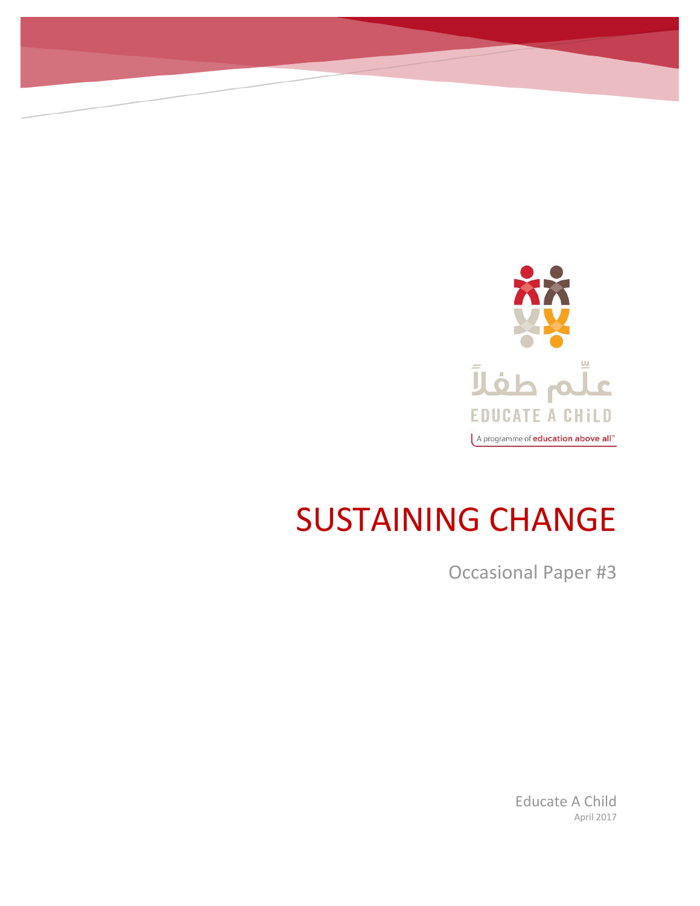علّم طفلاً

EDUCATE A CHiLD

A programme of education above all™

# SUSTAINING CHANGE

Occasional Paper #3

Educate A Child

April 2017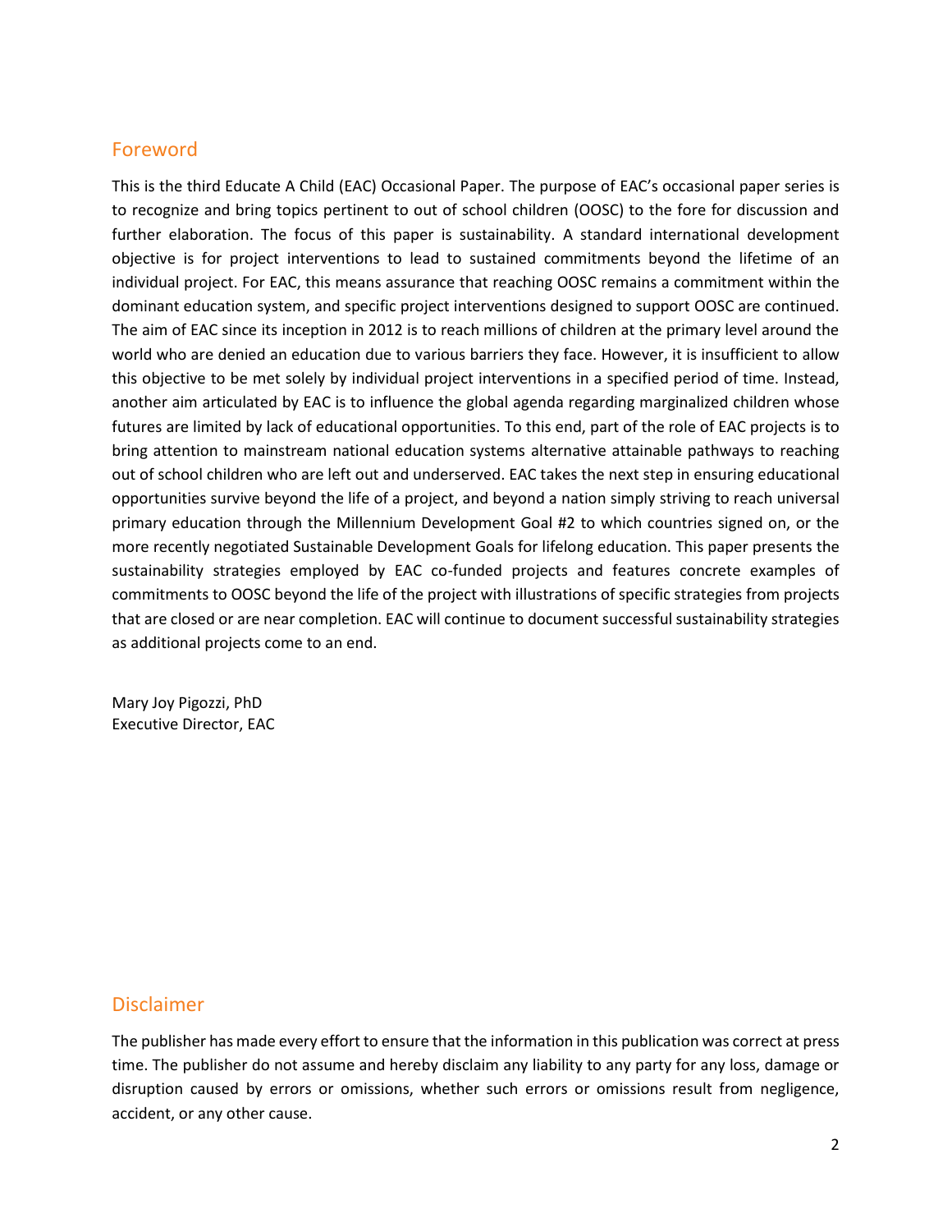## Foreword

This is the third Educate A Child (EAC) Occasional Paper. The purpose of EAC's occasional paper series is to recognize and bring topics pertinent to out of school children (OOSC) to the fore for discussion and further elaboration. The focus of this paper is sustainability. A standard international development objective is for project interventions to lead to sustained commitments beyond the lifetime of an individual project. For EAC, this means assurance that reaching OOSC remains a commitment within the dominant education system, and specific project interventions designed to support OOSC are continued. The aim of EAC since its inception in 2012 is to reach millions of children at the primary level around the world who are denied an education due to various barriers they face. However, it is insufficient to allow this objective to be met solely by individual project interventions in a specified period of time. Instead, another aim articulated by EAC is to influence the global agenda regarding marginalized children whose futures are limited by lack of educational opportunities. To this end, part of the role of EAC projects is to bring attention to mainstream national education systems alternative attainable pathways to reaching out of school children who are left out and underserved. EAC takes the next step in ensuring educational opportunities survive beyond the life of a project, and beyond a nation simply striving to reach universal primary education through the Millennium Development Goal #2 to which countries signed on, or the more recently negotiated Sustainable Development Goals for lifelong education. This paper presents the sustainability strategies employed by EAC co-funded projects and features concrete examples of commitments to OOSC beyond the life of the project with illustrations of specific strategies from projects that are closed or are near completion. EAC will continue to document successful sustainability strategies as additional projects come to an end.

Mary Joy Pigozzi, PhD
Executive Director, EAC

## Disclaimer

The publisher has made every effort to ensure that the information in this publication was correct at press time. The publisher do not assume and hereby disclaim any liability to any party for any loss, damage or disruption caused by errors or omissions, whether such errors or omissions result from negligence, accident, or any other cause.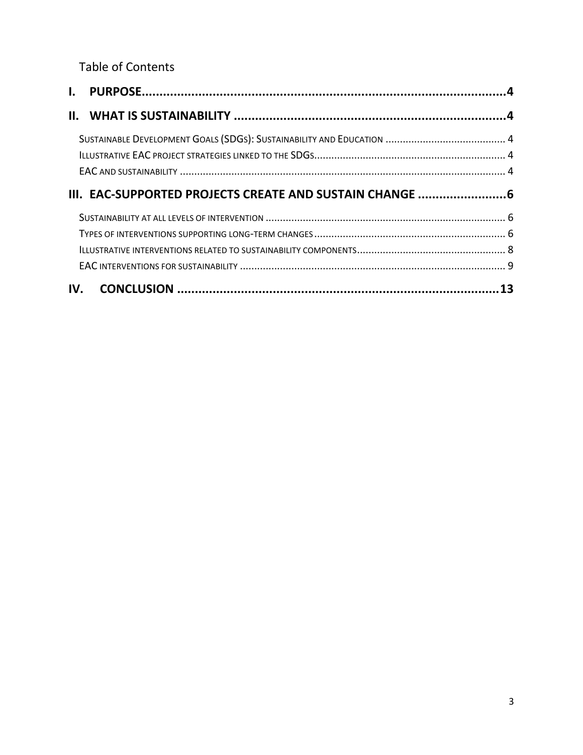Table of Contents

**I. PURPOSE** .......... **4**

**II. WHAT IS SUSTAINABILITY** .......... **4**

- Sustainable Development Goals (SDGs): Sustainability and Education .......... 4
- Illustrative EAC project strategies linked to the SDGs .......... 4
- EAC and sustainability .......... 4

**III. EAC-SUPPORTED PROJECTS CREATE AND SUSTAIN CHANGE** .......... **6**

- Sustainability at all levels of intervention .......... 6
- Types of interventions supporting long-term changes .......... 6
- Illustrative interventions related to sustainability components .......... 8
- EAC interventions for sustainability .......... 9

**IV. CONCLUSION** .......... **13**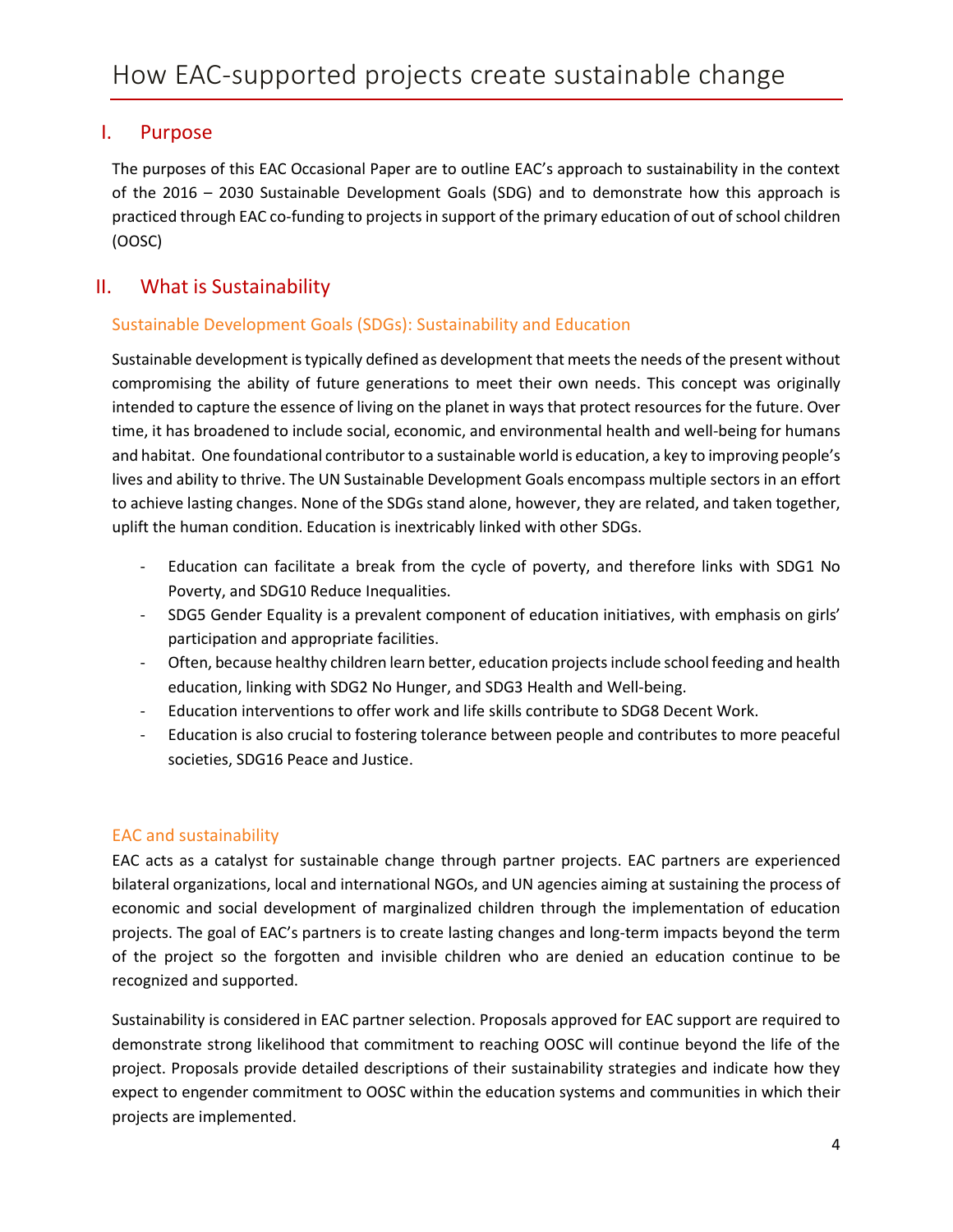# How EAC-supported projects create sustainable change

## I. Purpose

The purposes of this EAC Occasional Paper are to outline EAC's approach to sustainability in the context of the 2016 – 2030 Sustainable Development Goals (SDG) and to demonstrate how this approach is practiced through EAC co-funding to projects in support of the primary education of out of school children (OOSC)

## II. What is Sustainability

### Sustainable Development Goals (SDGs): Sustainability and Education

Sustainable development is typically defined as development that meets the needs of the present without compromising the ability of future generations to meet their own needs. This concept was originally intended to capture the essence of living on the planet in ways that protect resources for the future. Over time, it has broadened to include social, economic, and environmental health and well-being for humans and habitat. One foundational contributor to a sustainable world is education, a key to improving people's lives and ability to thrive. The UN Sustainable Development Goals encompass multiple sectors in an effort to achieve lasting changes. None of the SDGs stand alone, however, they are related, and taken together, uplift the human condition. Education is inextricably linked with other SDGs.

- Education can facilitate a break from the cycle of poverty, and therefore links with SDG1 No Poverty, and SDG10 Reduce Inequalities.
- SDG5 Gender Equality is a prevalent component of education initiatives, with emphasis on girls' participation and appropriate facilities.
- Often, because healthy children learn better, education projects include school feeding and health education, linking with SDG2 No Hunger, and SDG3 Health and Well-being.
- Education interventions to offer work and life skills contribute to SDG8 Decent Work.
- Education is also crucial to fostering tolerance between people and contributes to more peaceful societies, SDG16 Peace and Justice.

### EAC and sustainability

EAC acts as a catalyst for sustainable change through partner projects. EAC partners are experienced bilateral organizations, local and international NGOs, and UN agencies aiming at sustaining the process of economic and social development of marginalized children through the implementation of education projects. The goal of EAC's partners is to create lasting changes and long-term impacts beyond the term of the project so the forgotten and invisible children who are denied an education continue to be recognized and supported.

Sustainability is considered in EAC partner selection. Proposals approved for EAC support are required to demonstrate strong likelihood that commitment to reaching OOSC will continue beyond the life of the project. Proposals provide detailed descriptions of their sustainability strategies and indicate how they expect to engender commitment to OOSC within the education systems and communities in which their projects are implemented.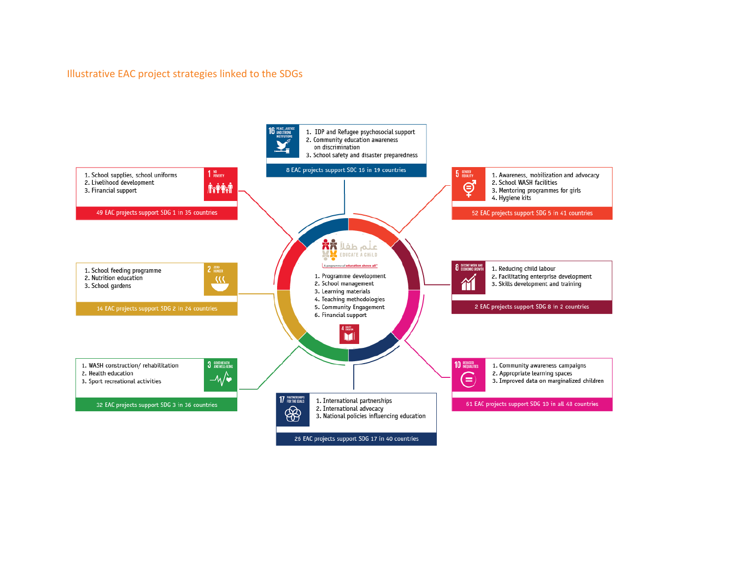## Illustrative EAC project strategies linked to the SDGs

**SDG 16 – Peace, Justice and Strong Institutions**

1. IDP and Refugee psychosocial support
2. Community education awareness on discrimination
3. School safety and disaster preparedness

8 EAC projects support SDC 16 in 19 countries

**SDG 1 – No Poverty**

1. School supplies, school uniforms
2. Livelihood development
3. Financial support

49 EAC projects support SDG 1 in 35 countries

**SDG 5 – Gender Equality**

1. Awareness, mobilization and advocacy
2. School WASH facilities
3. Mentoring programmes for girls
4. Hygiene kits

52 EAC projects support SDG 5 in 41 countries

**SDG 2 – Zero Hunger**

1. School feeding programme
2. Nutrition education
3. School gardens

14 EAC projects support SDG 2 in 24 countries

**SDG 4 – Quality Education (Educate A Child – علم طفلا – A programme of education above all)**

1. Programme development
2. School management
3. Learning materials
4. Teaching methodologies
5. Community Engagement
6. Financial support

**SDG 8 – Decent Work and Economic Growth**

1. Reducing child labour
2. Facilitating enterprise development
3. Skills development and training

2 EAC projects support SDG 8 in 2 countries

**SDG 3 – Good Health and Well-being**

1. WASH construction/ rehabilitation
2. Health education
3. Sport recreational activities

32 EAC projects support SDG 3 in 36 countries

**SDG 10 – Reduced Inequalities**

1. Community awareness campaigns
2. Appropriate learning spaces
3. Improved data on marginalized children

61 EAC projects support SDG 10 in all 48 countries

**SDG 17 – Partnerships for the Goals**

1. International partnerships
2. International advocacy
3. National policies influencing education

26 EAC projects support SDG 17 in 40 countries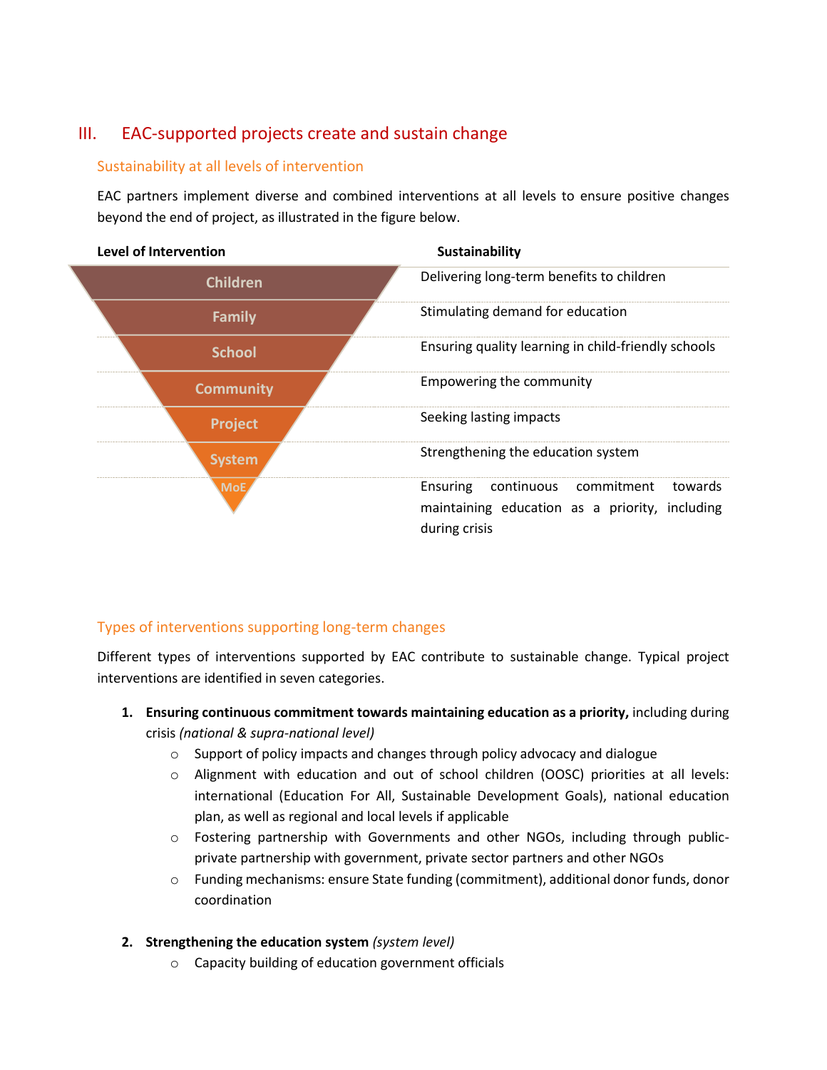## III. EAC-supported projects create and sustain change

### Sustainability at all levels of intervention

EAC partners implement diverse and combined interventions at all levels to ensure positive changes beyond the end of project, as illustrated in the figure below.

| Level of Intervention | Sustainability |
|---|---|
| Children | Delivering long-term benefits to children |
| Family | Stimulating demand for education |
| School | Ensuring quality learning in child-friendly schools |
| Community | Empowering the community |
| Project | Seeking lasting impacts |
| System | Strengthening the education system |
| MoE | Ensuring continuous commitment towards maintaining education as a priority, including during crisis |

### Types of interventions supporting long-term changes

Different types of interventions supported by EAC contribute to sustainable change. Typical project interventions are identified in seven categories.

1. **Ensuring continuous commitment towards maintaining education as a priority,** including during crisis *(national & supra-national level)*
    - Support of policy impacts and changes through policy advocacy and dialogue
    - Alignment with education and out of school children (OOSC) priorities at all levels: international (Education For All, Sustainable Development Goals), national education plan, as well as regional and local levels if applicable
    - Fostering partnership with Governments and other NGOs, including through public-private partnership with government, private sector partners and other NGOs
    - Funding mechanisms: ensure State funding (commitment), additional donor funds, donor coordination

2. **Strengthening the education system** *(system level)*
    - Capacity building of education government officials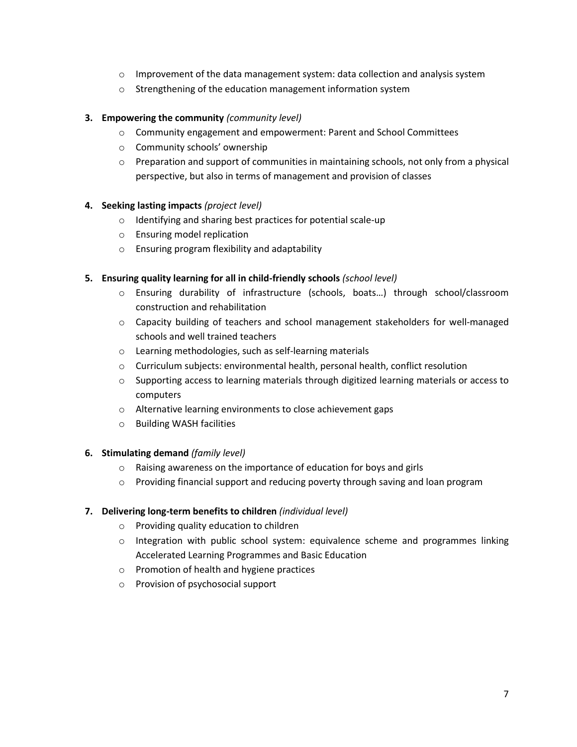- Improvement of the data management system: data collection and analysis system
- Strengthening of the education management information system

3. **Empowering the community** *(community level)*
    - Community engagement and empowerment: Parent and School Committees
    - Community schools' ownership
    - Preparation and support of communities in maintaining schools, not only from a physical perspective, but also in terms of management and provision of classes

4. **Seeking lasting impacts** *(project level)*
    - Identifying and sharing best practices for potential scale-up
    - Ensuring model replication
    - Ensuring program flexibility and adaptability

5. **Ensuring quality learning for all in child-friendly schools** *(school level)*
    - Ensuring durability of infrastructure (schools, boats…) through school/classroom construction and rehabilitation
    - Capacity building of teachers and school management stakeholders for well-managed schools and well trained teachers
    - Learning methodologies, such as self-learning materials
    - Curriculum subjects: environmental health, personal health, conflict resolution
    - Supporting access to learning materials through digitized learning materials or access to computers
    - Alternative learning environments to close achievement gaps
    - Building WASH facilities

6. **Stimulating demand** *(family level)*
    - Raising awareness on the importance of education for boys and girls
    - Providing financial support and reducing poverty through saving and loan program

7. **Delivering long-term benefits to children** *(individual level)*
    - Providing quality education to children
    - Integration with public school system: equivalence scheme and programmes linking Accelerated Learning Programmes and Basic Education
    - Promotion of health and hygiene practices
    - Provision of psychosocial support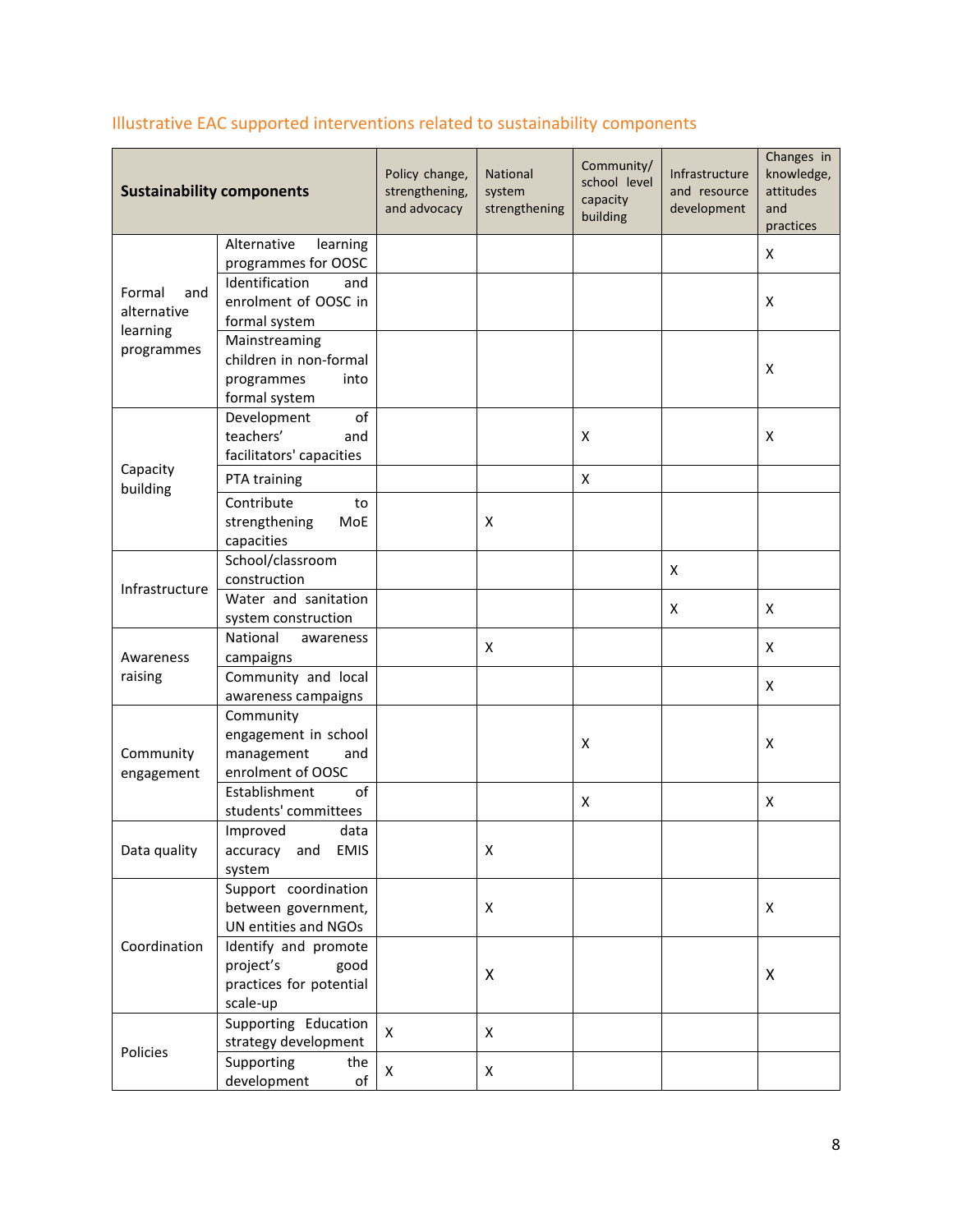## Illustrative EAC supported interventions related to sustainability components

| Sustainability components | | Policy change, strengthening, and advocacy | National system strengthening | Community/ school level capacity building | Infrastructure and resource development | Changes in knowledge, attitudes and practices |
|---|---|---|---|---|---|---|
| Formal and alternative learning programmes | Alternative learning programmes for OOSC | | | | | X |
| | Identification and enrolment of OOSC in formal system | | | | | X |
| | Mainstreaming children in non-formal programmes into formal system | | | | | X |
| Capacity building | Development of teachers' and facilitators' capacities | | | X | | X |
| | PTA training | | | X | | |
| | Contribute to strengthening MoE capacities | | X | | | |
| Infrastructure | School/classroom construction | | | | X | |
| | Water and sanitation system construction | | | | X | X |
| Awareness raising | National awareness campaigns | | X | | | X |
| | Community and local awareness campaigns | | | | | X |
| Community engagement | Community engagement in school management and enrolment of OOSC | | | X | | X |
| | Establishment of students' committees | | | X | | X |
| Data quality | Improved data accuracy and EMIS system | | X | | | |
| Coordination | Support coordination between government, UN entities and NGOs | | X | | | X |
| | Identify and promote project's good practices for potential scale-up | | X | | | X |
| Policies | Supporting Education strategy development | X | X | | | |
| | Supporting the development of | X | X | | | |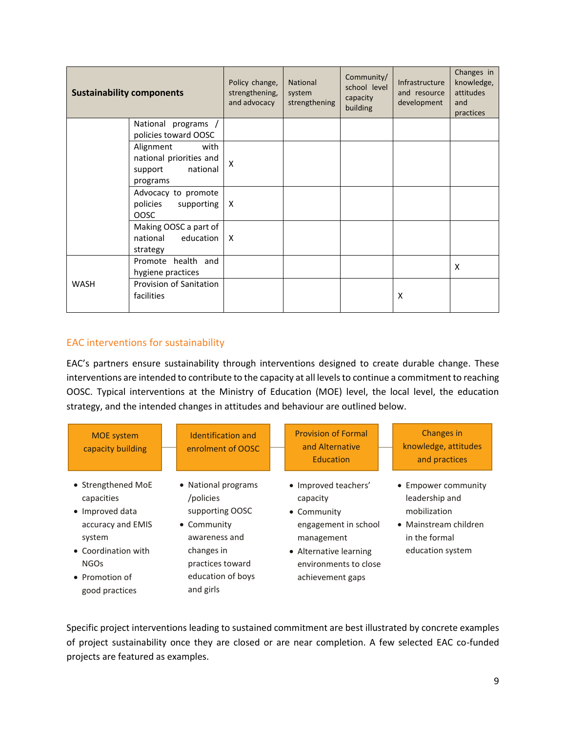| Sustainability components | | Policy change, strengthening, and advocacy | National system strengthening | Community/ school level capacity building | Infrastructure and resource development | Changes in knowledge, attitudes and practices |
|---|---|---|---|---|---|---|
| | National programs / policies toward OOSC | | | | | |
| | Alignment with national priorities and support national programs | X | | | | |
| | Advocacy to promote policies supporting OOSC | X | | | | |
| | Making OOSC a part of national education strategy | X | | | | |
| WASH | Promote health and hygiene practices | | | | | X |
| | Provision of Sanitation facilities | | | | X | |

## EAC interventions for sustainability

EAC's partners ensure sustainability through interventions designed to create durable change. These interventions are intended to contribute to the capacity at all levels to continue a commitment to reaching OOSC. Typical interventions at the Ministry of Education (MOE) level, the local level, the education strategy, and the intended changes in attitudes and behaviour are outlined below.

**MOE system capacity building**

- Strengthened MoE capacities
- Improved data accuracy and EMIS system
- Coordination with NGOs
- Promotion of good practices

**Identification and enrolment of OOSC**

- National programs /policies supporting OOSC
- Community awareness and changes in practices toward education of boys and girls

**Provision of Formal and Alternative Education**

- Improved teachers' capacity
- Community engagement in school management
- Alternative learning environments to close achievement gaps

**Changes in knowledge, attitudes and practices**

- Empower community leadership and mobilization
- Mainstream children in the formal education system

Specific project interventions leading to sustained commitment are best illustrated by concrete examples of project sustainability once they are closed or are near completion. A few selected EAC co-funded projects are featured as examples.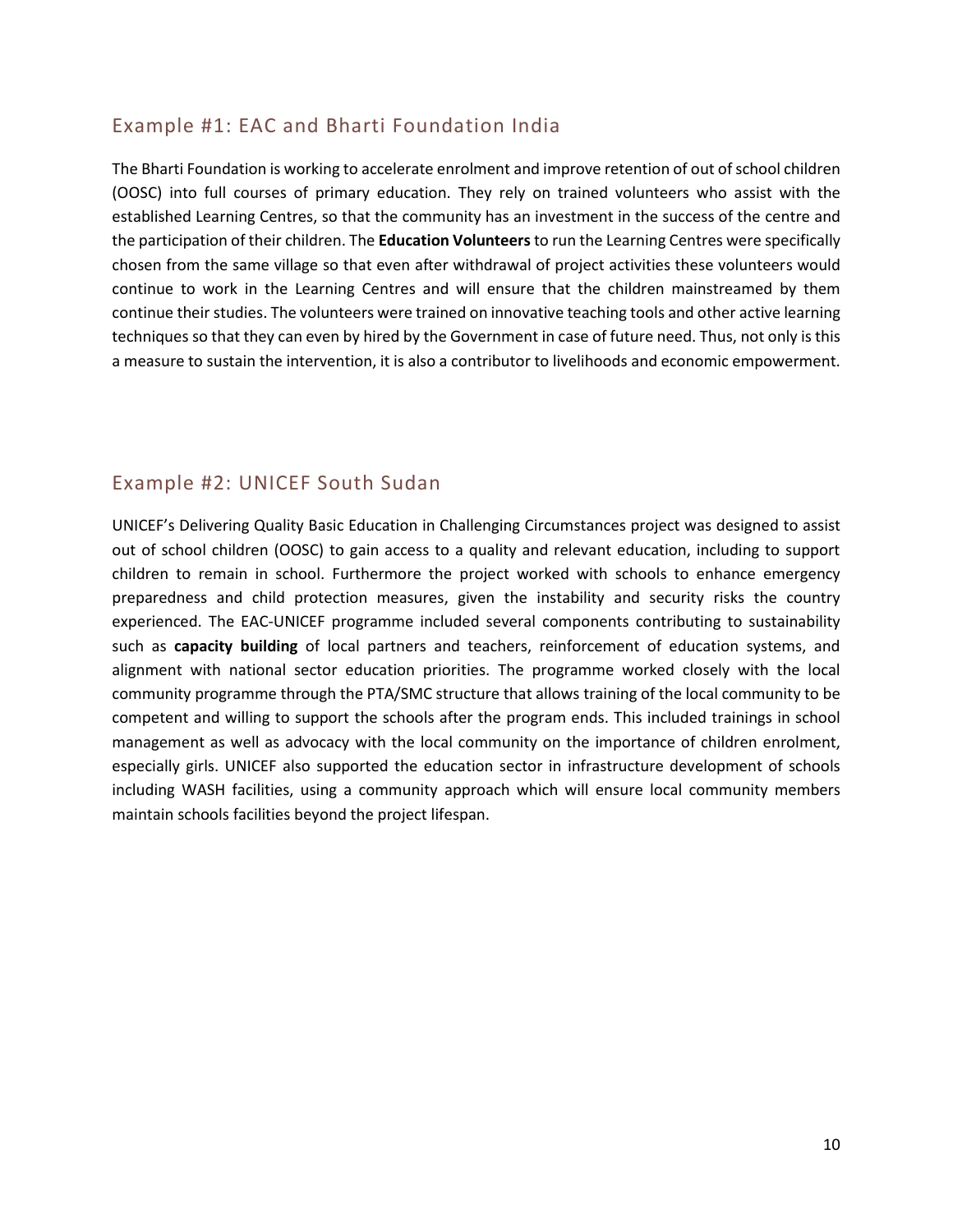## Example #1: EAC and Bharti Foundation India

The Bharti Foundation is working to accelerate enrolment and improve retention of out of school children (OOSC) into full courses of primary education. They rely on trained volunteers who assist with the established Learning Centres, so that the community has an investment in the success of the centre and the participation of their children. The **Education Volunteers** to run the Learning Centres were specifically chosen from the same village so that even after withdrawal of project activities these volunteers would continue to work in the Learning Centres and will ensure that the children mainstreamed by them continue their studies. The volunteers were trained on innovative teaching tools and other active learning techniques so that they can even by hired by the Government in case of future need. Thus, not only is this a measure to sustain the intervention, it is also a contributor to livelihoods and economic empowerment.

## Example #2: UNICEF South Sudan

UNICEF's Delivering Quality Basic Education in Challenging Circumstances project was designed to assist out of school children (OOSC) to gain access to a quality and relevant education, including to support children to remain in school. Furthermore the project worked with schools to enhance emergency preparedness and child protection measures, given the instability and security risks the country experienced. The EAC-UNICEF programme included several components contributing to sustainability such as **capacity building** of local partners and teachers, reinforcement of education systems, and alignment with national sector education priorities. The programme worked closely with the local community programme through the PTA/SMC structure that allows training of the local community to be competent and willing to support the schools after the program ends. This included trainings in school management as well as advocacy with the local community on the importance of children enrolment, especially girls. UNICEF also supported the education sector in infrastructure development of schools including WASH facilities, using a community approach which will ensure local community members maintain schools facilities beyond the project lifespan.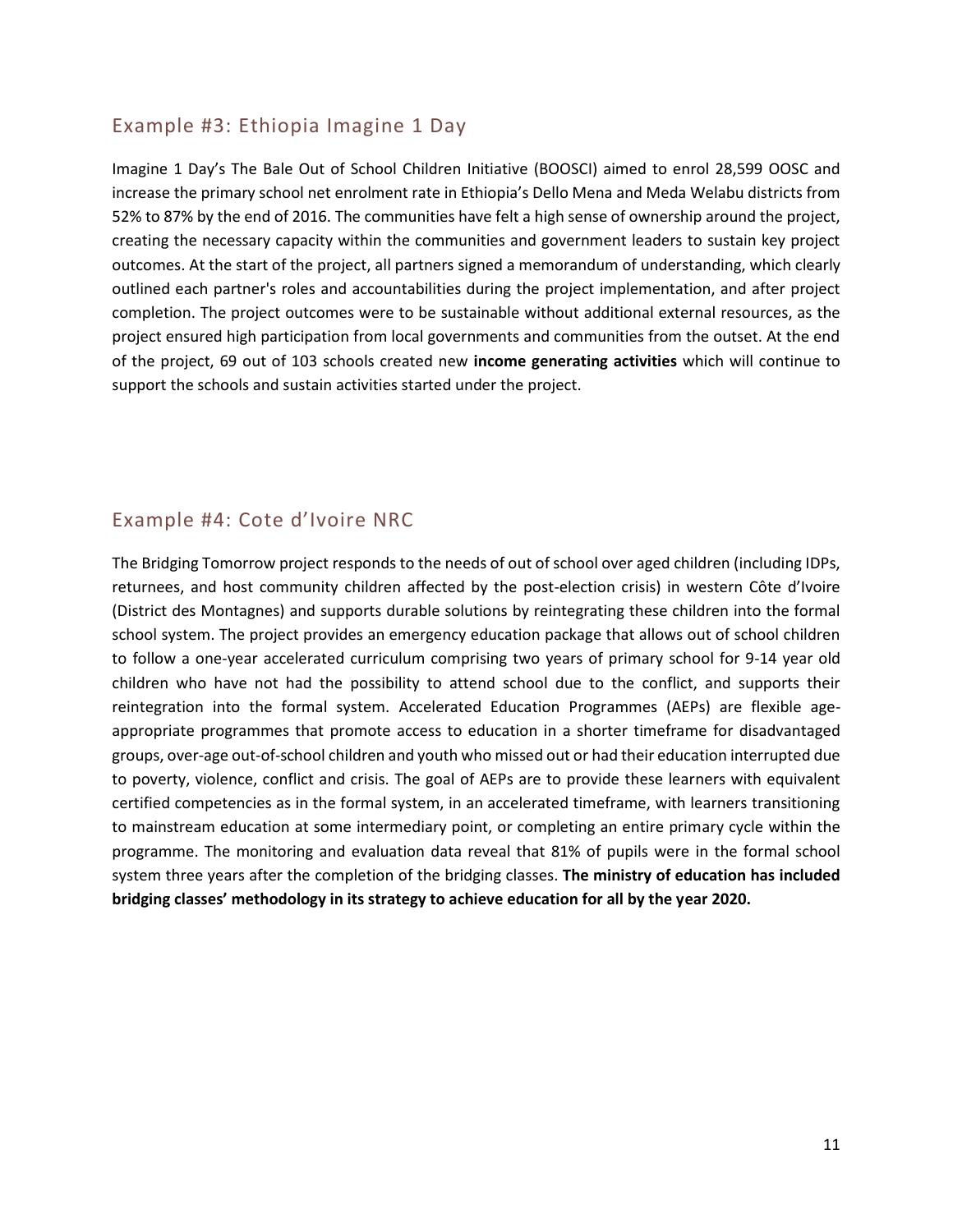## Example #3: Ethiopia Imagine 1 Day

Imagine 1 Day's The Bale Out of School Children Initiative (BOOSCI) aimed to enrol 28,599 OOSC and increase the primary school net enrolment rate in Ethiopia's Dello Mena and Meda Welabu districts from 52% to 87% by the end of 2016. The communities have felt a high sense of ownership around the project, creating the necessary capacity within the communities and government leaders to sustain key project outcomes. At the start of the project, all partners signed a memorandum of understanding, which clearly outlined each partner's roles and accountabilities during the project implementation, and after project completion. The project outcomes were to be sustainable without additional external resources, as the project ensured high participation from local governments and communities from the outset. At the end of the project, 69 out of 103 schools created new **income generating activities** which will continue to support the schools and sustain activities started under the project.

## Example #4: Cote d'Ivoire NRC

The Bridging Tomorrow project responds to the needs of out of school over aged children (including IDPs, returnees, and host community children affected by the post-election crisis) in western Côte d'Ivoire (District des Montagnes) and supports durable solutions by reintegrating these children into the formal school system. The project provides an emergency education package that allows out of school children to follow a one-year accelerated curriculum comprising two years of primary school for 9-14 year old children who have not had the possibility to attend school due to the conflict, and supports their reintegration into the formal system. Accelerated Education Programmes (AEPs) are flexible age-appropriate programmes that promote access to education in a shorter timeframe for disadvantaged groups, over-age out-of-school children and youth who missed out or had their education interrupted due to poverty, violence, conflict and crisis. The goal of AEPs are to provide these learners with equivalent certified competencies as in the formal system, in an accelerated timeframe, with learners transitioning to mainstream education at some intermediary point, or completing an entire primary cycle within the programme. The monitoring and evaluation data reveal that 81% of pupils were in the formal school system three years after the completion of the bridging classes. **The ministry of education has included bridging classes' methodology in its strategy to achieve education for all by the year 2020.**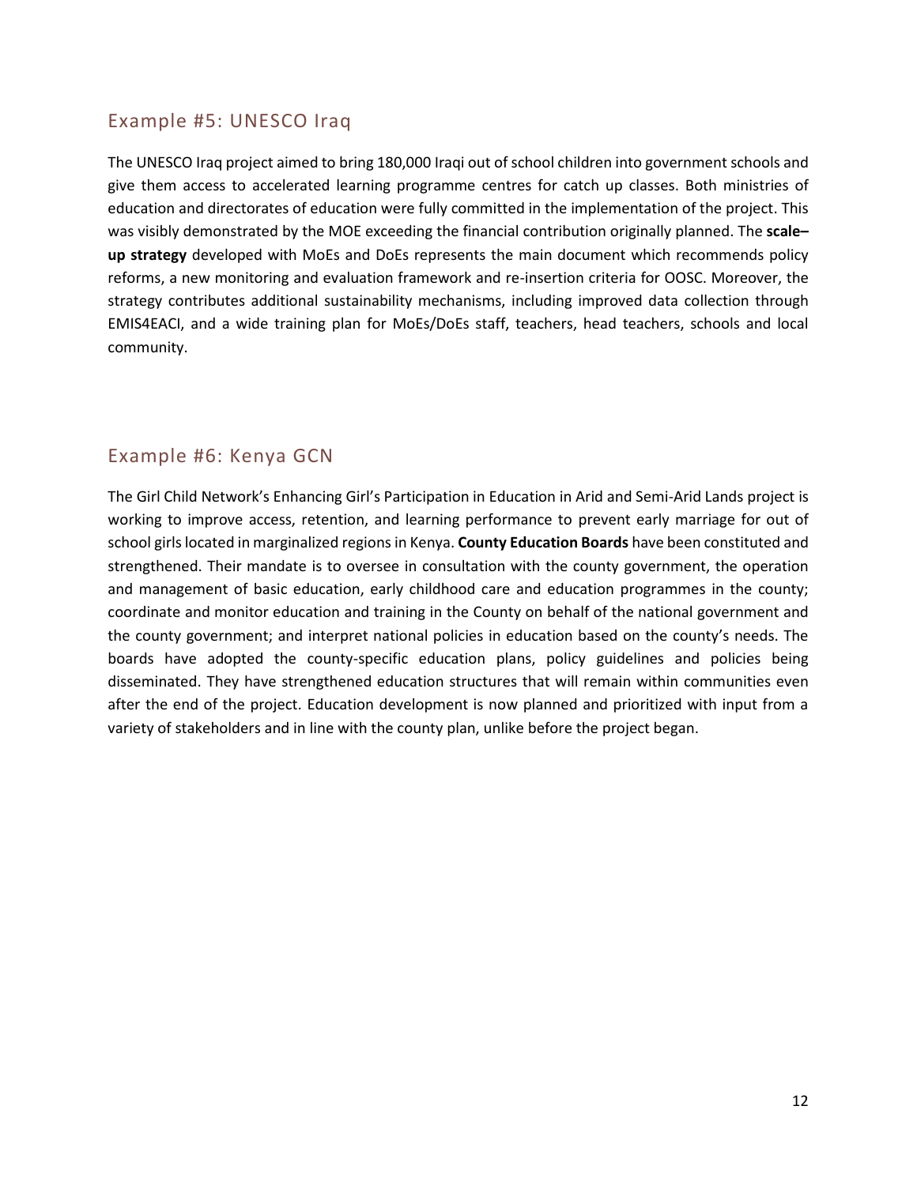## Example #5: UNESCO Iraq

The UNESCO Iraq project aimed to bring 180,000 Iraqi out of school children into government schools and give them access to accelerated learning programme centres for catch up classes. Both ministries of education and directorates of education were fully committed in the implementation of the project. This was visibly demonstrated by the MOE exceeding the financial contribution originally planned. The **scale–up strategy** developed with MoEs and DoEs represents the main document which recommends policy reforms, a new monitoring and evaluation framework and re-insertion criteria for OOSC. Moreover, the strategy contributes additional sustainability mechanisms, including improved data collection through EMIS4EACI, and a wide training plan for MoEs/DoEs staff, teachers, head teachers, schools and local community.

## Example #6: Kenya GCN

The Girl Child Network's Enhancing Girl's Participation in Education in Arid and Semi-Arid Lands project is working to improve access, retention, and learning performance to prevent early marriage for out of school girls located in marginalized regions in Kenya. **County Education Boards** have been constituted and strengthened. Their mandate is to oversee in consultation with the county government, the operation and management of basic education, early childhood care and education programmes in the county; coordinate and monitor education and training in the County on behalf of the national government and the county government; and interpret national policies in education based on the county's needs. The boards have adopted the county-specific education plans, policy guidelines and policies being disseminated. They have strengthened education structures that will remain within communities even after the end of the project. Education development is now planned and prioritized with input from a variety of stakeholders and in line with the county plan, unlike before the project began.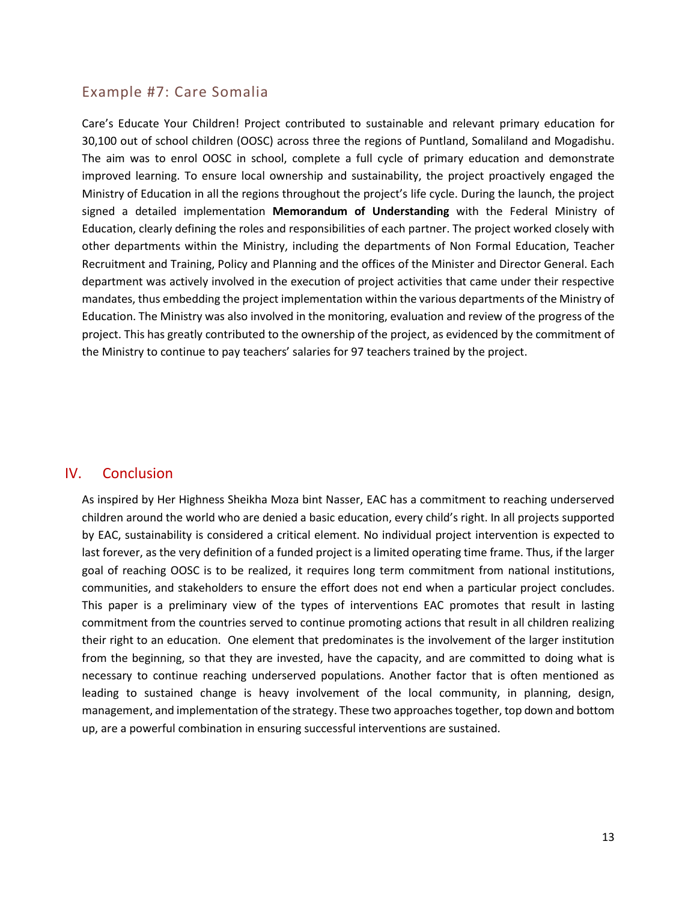### Example #7: Care Somalia

Care's Educate Your Children! Project contributed to sustainable and relevant primary education for 30,100 out of school children (OOSC) across three the regions of Puntland, Somaliland and Mogadishu. The aim was to enrol OOSC in school, complete a full cycle of primary education and demonstrate improved learning. To ensure local ownership and sustainability, the project proactively engaged the Ministry of Education in all the regions throughout the project's life cycle. During the launch, the project signed a detailed implementation **Memorandum of Understanding** with the Federal Ministry of Education, clearly defining the roles and responsibilities of each partner. The project worked closely with other departments within the Ministry, including the departments of Non Formal Education, Teacher Recruitment and Training, Policy and Planning and the offices of the Minister and Director General. Each department was actively involved in the execution of project activities that came under their respective mandates, thus embedding the project implementation within the various departments of the Ministry of Education. The Ministry was also involved in the monitoring, evaluation and review of the progress of the project. This has greatly contributed to the ownership of the project, as evidenced by the commitment of the Ministry to continue to pay teachers' salaries for 97 teachers trained by the project.

## IV. Conclusion

As inspired by Her Highness Sheikha Moza bint Nasser, EAC has a commitment to reaching underserved children around the world who are denied a basic education, every child's right. In all projects supported by EAC, sustainability is considered a critical element. No individual project intervention is expected to last forever, as the very definition of a funded project is a limited operating time frame. Thus, if the larger goal of reaching OOSC is to be realized, it requires long term commitment from national institutions, communities, and stakeholders to ensure the effort does not end when a particular project concludes. This paper is a preliminary view of the types of interventions EAC promotes that result in lasting commitment from the countries served to continue promoting actions that result in all children realizing their right to an education. One element that predominates is the involvement of the larger institution from the beginning, so that they are invested, have the capacity, and are committed to doing what is necessary to continue reaching underserved populations. Another factor that is often mentioned as leading to sustained change is heavy involvement of the local community, in planning, design, management, and implementation of the strategy. These two approaches together, top down and bottom up, are a powerful combination in ensuring successful interventions are sustained.